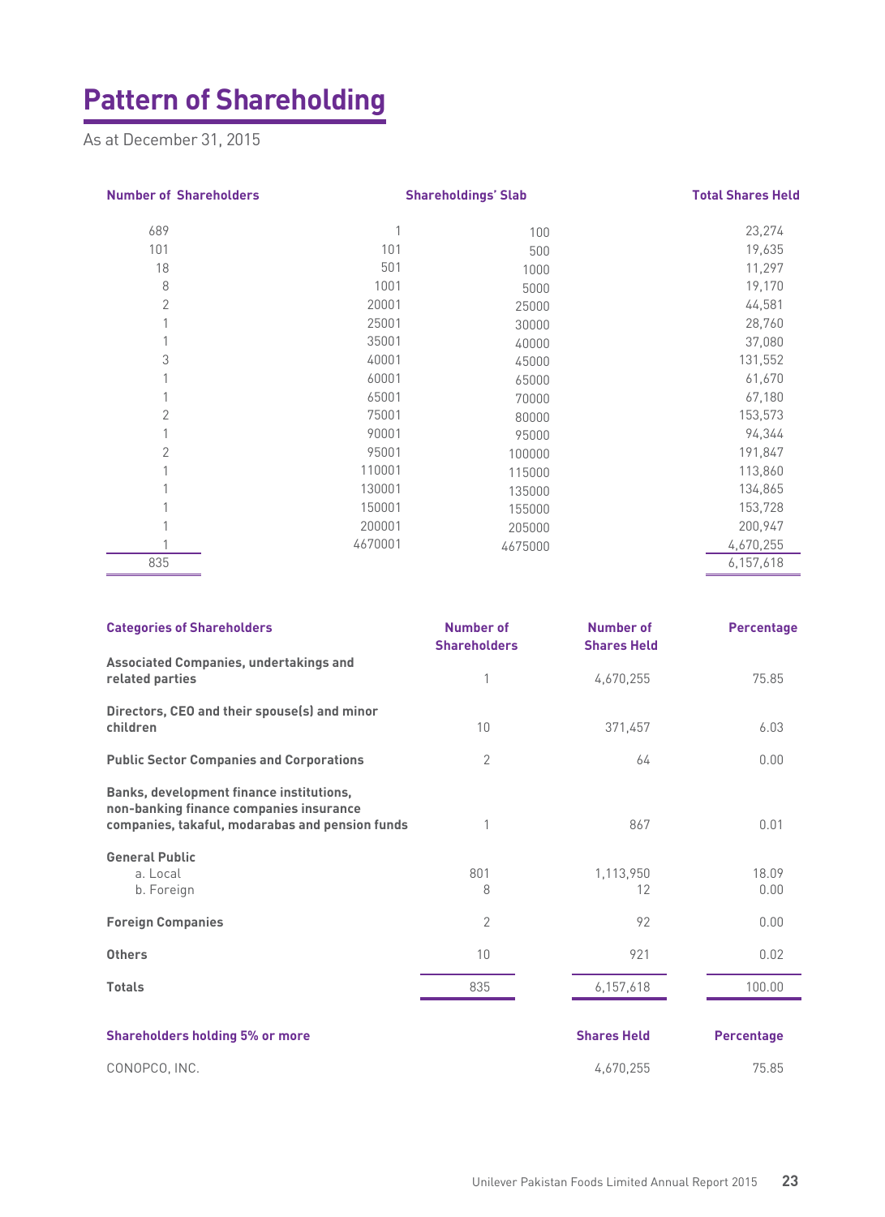# Pattern of Shareholding

As at December 31, 2015

| Number of Shareholders | Shareholdings' Slab | | Total Shares Held |
|---|---|---|---|
| 689 | 1 | 100 | 23,274 |
| 101 | 101 | 500 | 19,635 |
| 18 | 501 | 1000 | 11,297 |
| 8 | 1001 | 5000 | 19,170 |
| 2 | 20001 | 25000 | 44,581 |
| 1 | 25001 | 30000 | 28,760 |
| 1 | 35001 | 40000 | 37,080 |
| 3 | 40001 | 45000 | 131,552 |
| 1 | 60001 | 65000 | 61,670 |
| 1 | 65001 | 70000 | 67,180 |
| 2 | 75001 | 80000 | 153,573 |
| 1 | 90001 | 95000 | 94,344 |
| 2 | 95001 | 100000 | 191,847 |
| 1 | 110001 | 115000 | 113,860 |
| 1 | 130001 | 135000 | 134,865 |
| 1 | 150001 | 155000 | 153,728 |
| 1 | 200001 | 205000 | 200,947 |
| 1 | 4670001 | 4675000 | 4,670,255 |
| 835 | | | 6,157,618 |

| Categories of Shareholders | Number of Shareholders | Number of Shares Held | Percentage |
|---|---|---|---|
| **Associated Companies, undertakings and related parties** | 1 | 4,670,255 | 75.85 |
| **Directors, CEO and their spouse(s) and minor children** | 10 | 371,457 | 6.03 |
| **Public Sector Companies and Corporations** | 2 | 64 | 0.00 |
| **Banks, development finance institutions, non-banking finance companies insurance companies, takaful, modarabas and pension funds** | 1 | 867 | 0.01 |
| **General Public** | | | |
| a. Local | 801 | 1,113,950 | 18.09 |
| b. Foreign | 8 | 12 | 0.00 |
| **Foreign Companies** | 2 | 92 | 0.00 |
| **Others** | 10 | 921 | 0.02 |
| **Totals** | 835 | 6,157,618 | 100.00 |

| Shareholders holding 5% or more | Shares Held | Percentage |
|---|---|---|
| CONOPCO, INC. | 4,670,255 | 75.85 |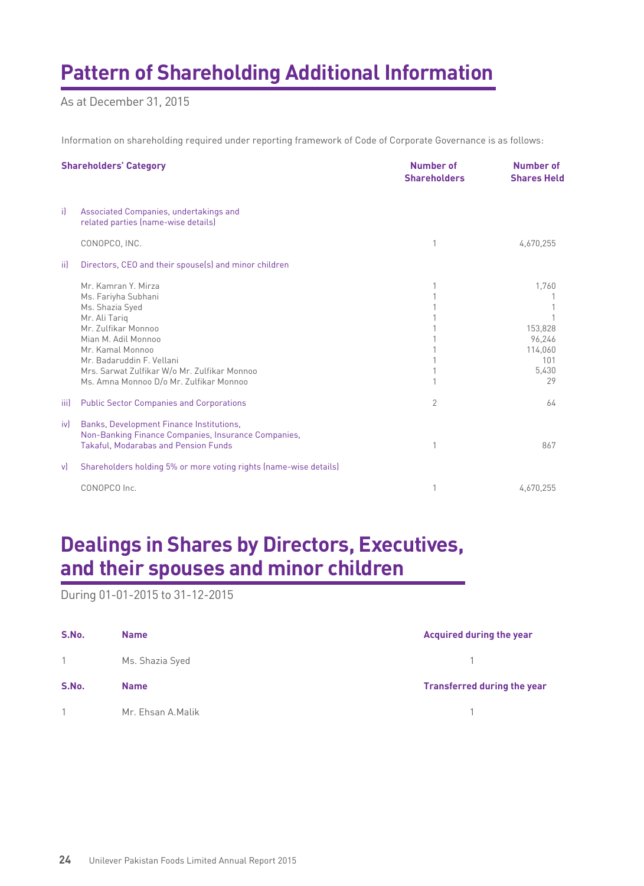# Pattern of Shareholding Additional Information

As at December 31, 2015

Information on shareholding required under reporting framework of Code of Corporate Governance is as follows:

| | Shareholders' Category | Number of Shareholders | Number of Shares Held |
|---|---|---|---|
| i) | Associated Companies, undertakings and related parties (name-wise details) | | |
| | CONOPCO, INC. | 1 | 4,670,255 |
| ii) | Directors, CEO and their spouse(s) and minor children | | |
| | Mr. Kamran Y. Mirza | 1 | 1,760 |
| | Ms. Fariyha Subhani | 1 | 1 |
| | Ms. Shazia Syed | 1 | 1 |
| | Mr. Ali Tariq | 1 | 1 |
| | Mr. Zulfikar Monnoo | 1 | 153,828 |
| | Mian M. Adil Monnoo | 1 | 96,246 |
| | Mr. Kamal Monnoo | 1 | 114,060 |
| | Mr. Badaruddin F. Vellani | 1 | 101 |
| | Mrs. Sarwat Zulfikar W/o Mr. Zulfikar Monnoo | 1 | 5,430 |
| | Ms. Amna Monnoo D/o Mr. Zulfikar Monnoo | 1 | 29 |
| iii) | Public Sector Companies and Corporations | 2 | 64 |
| iv) | Banks, Development Finance Institutions, Non-Banking Finance Companies, Insurance Companies, Takaful, Modarabas and Pension Funds | 1 | 867 |
| v) | Shareholders holding 5% or more voting rights (name-wise details) | | |
| | CONOPCO Inc. | 1 | 4,670,255 |

# Dealings in Shares by Directors, Executives, and their spouses and minor children

During 01-01-2015 to 31-12-2015

| S.No. | Name | Acquired during the year |
|---|---|---|
| 1 | Ms. Shazia Syed | 1 |

| S.No. | Name | Transferred during the year |
|---|---|---|
| 1 | Mr. Ehsan A.Malik | 1 |